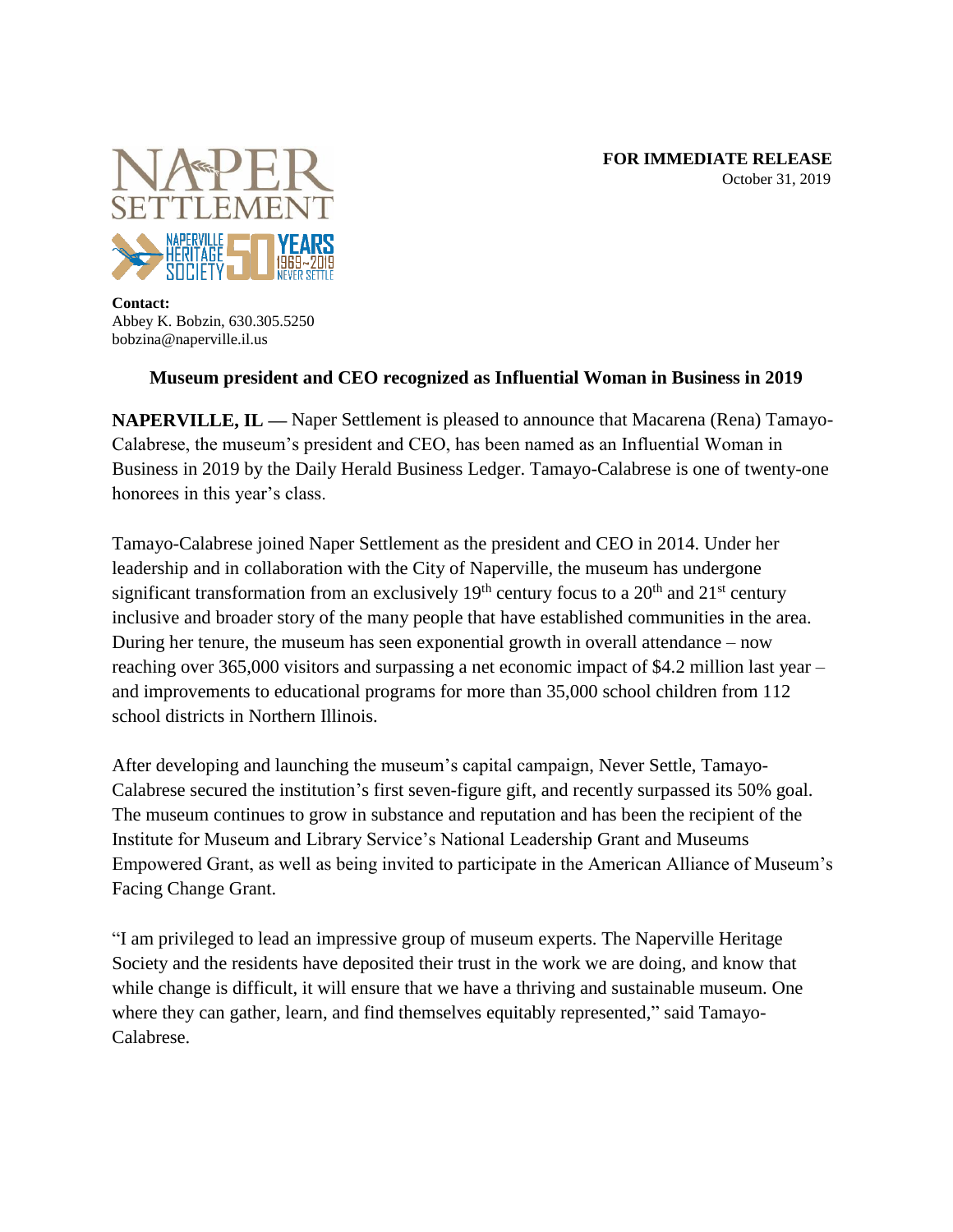**FOR IMMEDIATE RELEASE**
October 31, 2019

**Contact:**
Abbey K. Bobzin, 630.305.5250
bobzina@naperville.il.us

## Museum president and CEO recognized as Influential Woman in Business in 2019

**NAPERVILLE, IL —** Naper Settlement is pleased to announce that Macarena (Rena) Tamayo-Calabrese, the museum's president and CEO, has been named as an Influential Woman in Business in 2019 by the Daily Herald Business Ledger. Tamayo-Calabrese is one of twenty-one honorees in this year's class.

Tamayo-Calabrese joined Naper Settlement as the president and CEO in 2014. Under her leadership and in collaboration with the City of Naperville, the museum has undergone significant transformation from an exclusively 19th century focus to a 20th and 21st century inclusive and broader story of the many people that have established communities in the area. During her tenure, the museum has seen exponential growth in overall attendance – now reaching over 365,000 visitors and surpassing a net economic impact of $4.2 million last year – and improvements to educational programs for more than 35,000 school children from 112 school districts in Northern Illinois.

After developing and launching the museum's capital campaign, Never Settle, Tamayo-Calabrese secured the institution's first seven-figure gift, and recently surpassed its 50% goal. The museum continues to grow in substance and reputation and has been the recipient of the Institute for Museum and Library Service's National Leadership Grant and Museums Empowered Grant, as well as being invited to participate in the American Alliance of Museum's Facing Change Grant.

"I am privileged to lead an impressive group of museum experts. The Naperville Heritage Society and the residents have deposited their trust in the work we are doing, and know that while change is difficult, it will ensure that we have a thriving and sustainable museum. One where they can gather, learn, and find themselves equitably represented," said Tamayo-Calabrese.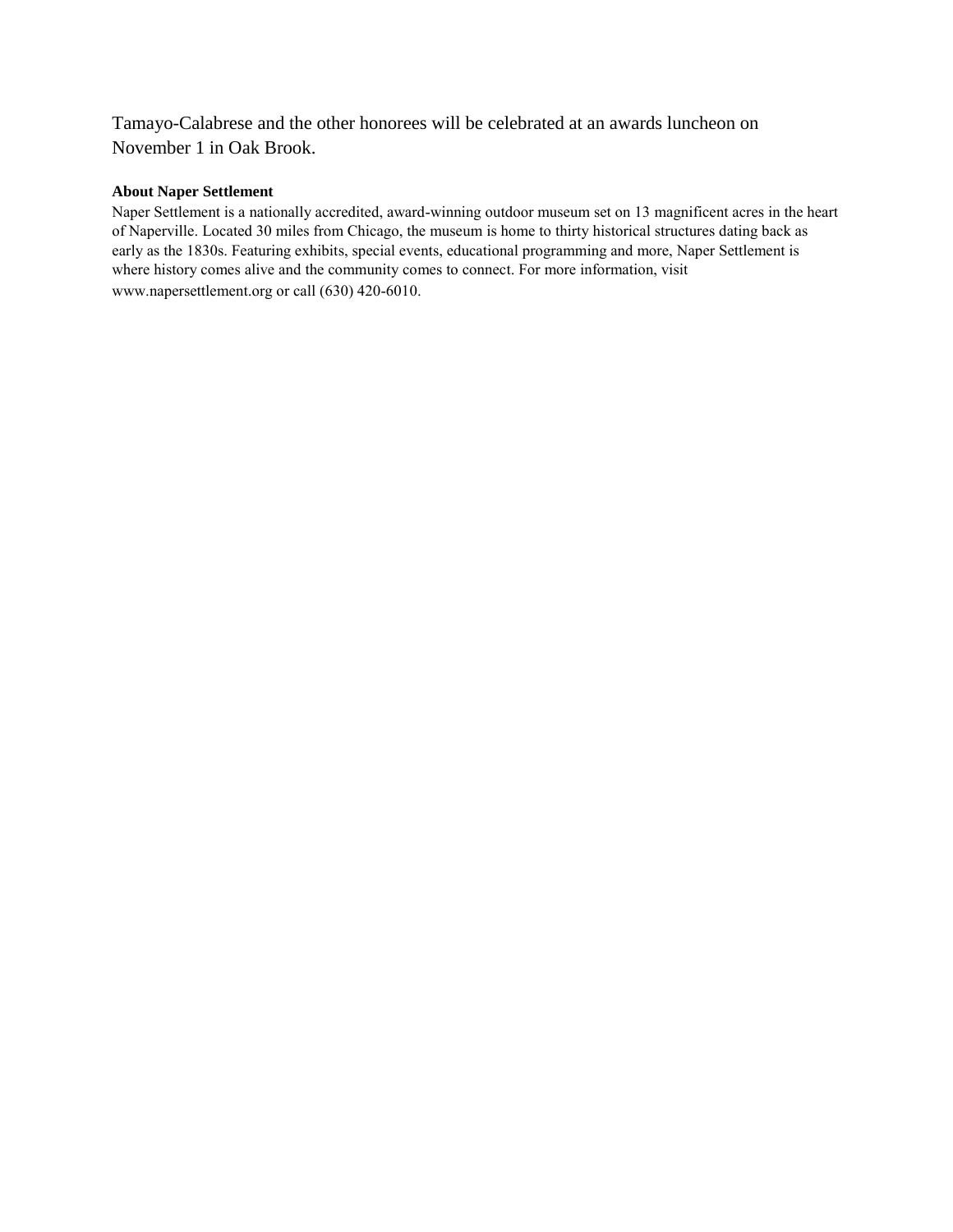Tamayo-Calabrese and the other honorees will be celebrated at an awards luncheon on November 1 in Oak Brook.

**About Naper Settlement**

Naper Settlement is a nationally accredited, award-winning outdoor museum set on 13 magnificent acres in the heart of Naperville. Located 30 miles from Chicago, the museum is home to thirty historical structures dating back as early as the 1830s. Featuring exhibits, special events, educational programming and more, Naper Settlement is where history comes alive and the community comes to connect. For more information, visit www.napersettlement.org or call (630) 420-6010.